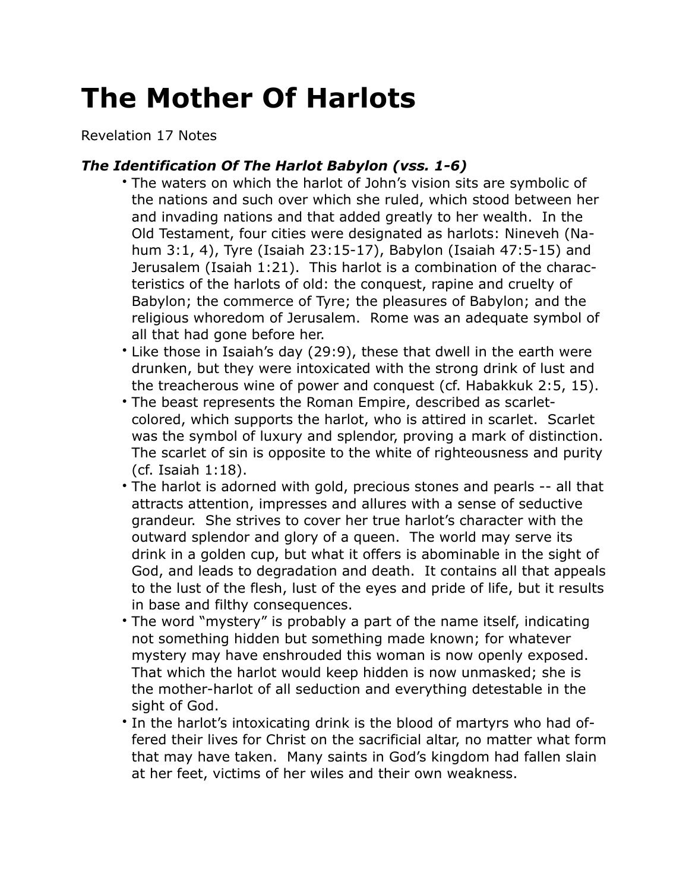# The Mother Of Harlots

Revelation 17 Notes

### *The Identification Of The Harlot Babylon (vss. 1-6)*

- The waters on which the harlot of John's vision sits are symbolic of the nations and such over which she ruled, which stood between her and invading nations and that added greatly to her wealth. In the Old Testament, four cities were designated as harlots: Nineveh (Nahum 3:1, 4), Tyre (Isaiah 23:15-17), Babylon (Isaiah 47:5-15) and Jerusalem (Isaiah 1:21). This harlot is a combination of the characteristics of the harlots of old: the conquest, rapine and cruelty of Babylon; the commerce of Tyre; the pleasures of Babylon; and the religious whoredom of Jerusalem. Rome was an adequate symbol of all that had gone before her.
- Like those in Isaiah's day (29:9), these that dwell in the earth were drunken, but they were intoxicated with the strong drink of lust and the treacherous wine of power and conquest (cf. Habakkuk 2:5, 15).
- The beast represents the Roman Empire, described as scarlet-colored, which supports the harlot, who is attired in scarlet. Scarlet was the symbol of luxury and splendor, proving a mark of distinction. The scarlet of sin is opposite to the white of righteousness and purity (cf. Isaiah 1:18).
- The harlot is adorned with gold, precious stones and pearls -- all that attracts attention, impresses and allures with a sense of seductive grandeur. She strives to cover her true harlot's character with the outward splendor and glory of a queen. The world may serve its drink in a golden cup, but what it offers is abominable in the sight of God, and leads to degradation and death. It contains all that appeals to the lust of the flesh, lust of the eyes and pride of life, but it results in base and filthy consequences.
- The word "mystery" is probably a part of the name itself, indicating not something hidden but something made known; for whatever mystery may have enshrouded this woman is now openly exposed. That which the harlot would keep hidden is now unmasked; she is the mother-harlot of all seduction and everything detestable in the sight of God.
- In the harlot's intoxicating drink is the blood of martyrs who had offered their lives for Christ on the sacrificial altar, no matter what form that may have taken. Many saints in God's kingdom had fallen slain at her feet, victims of her wiles and their own weakness.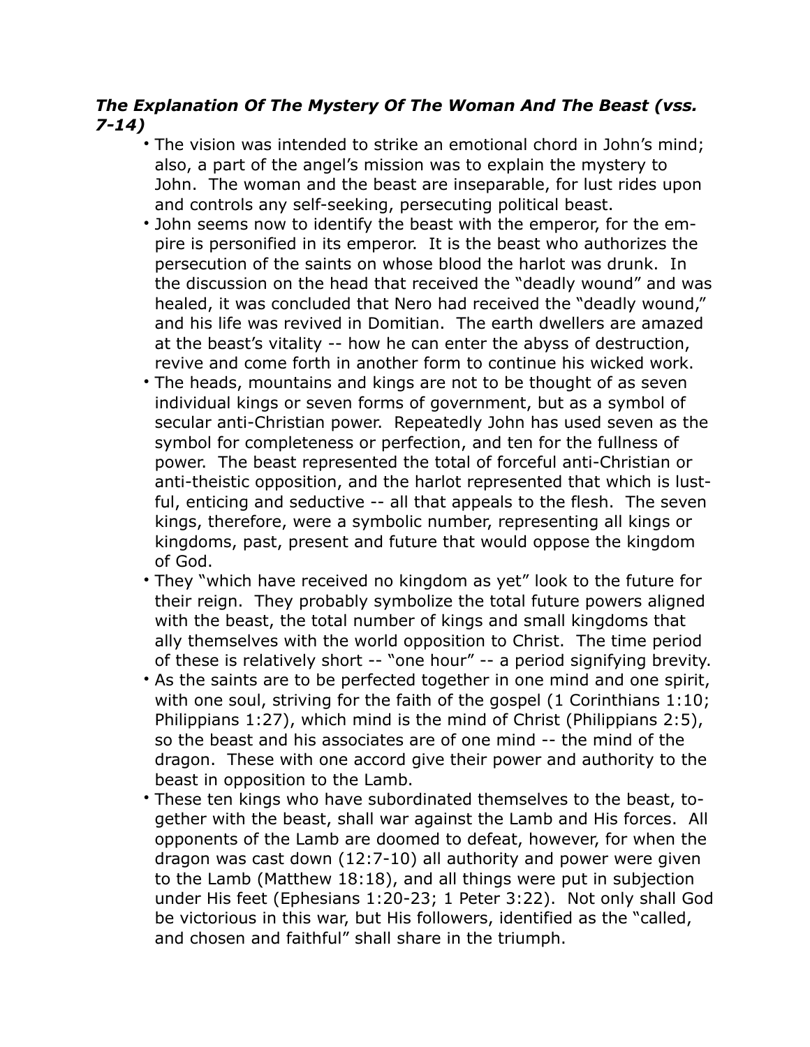### *The Explanation Of The Mystery Of The Woman And The Beast (vss. 7-14)*

- The vision was intended to strike an emotional chord in John's mind; also, a part of the angel's mission was to explain the mystery to John. The woman and the beast are inseparable, for lust rides upon and controls any self-seeking, persecuting political beast.
- John seems now to identify the beast with the emperor, for the empire is personified in its emperor. It is the beast who authorizes the persecution of the saints on whose blood the harlot was drunk. In the discussion on the head that received the "deadly wound" and was healed, it was concluded that Nero had received the "deadly wound," and his life was revived in Domitian. The earth dwellers are amazed at the beast's vitality -- how he can enter the abyss of destruction, revive and come forth in another form to continue his wicked work.
- The heads, mountains and kings are not to be thought of as seven individual kings or seven forms of government, but as a symbol of secular anti-Christian power. Repeatedly John has used seven as the symbol for completeness or perfection, and ten for the fullness of power. The beast represented the total of forceful anti-Christian or anti-theistic opposition, and the harlot represented that which is lustful, enticing and seductive -- all that appeals to the flesh. The seven kings, therefore, were a symbolic number, representing all kings or kingdoms, past, present and future that would oppose the kingdom of God.
- They "which have received no kingdom as yet" look to the future for their reign. They probably symbolize the total future powers aligned with the beast, the total number of kings and small kingdoms that ally themselves with the world opposition to Christ. The time period of these is relatively short -- "one hour" -- a period signifying brevity.
- As the saints are to be perfected together in one mind and one spirit, with one soul, striving for the faith of the gospel (1 Corinthians 1:10; Philippians 1:27), which mind is the mind of Christ (Philippians 2:5), so the beast and his associates are of one mind -- the mind of the dragon. These with one accord give their power and authority to the beast in opposition to the Lamb.
- These ten kings who have subordinated themselves to the beast, together with the beast, shall war against the Lamb and His forces. All opponents of the Lamb are doomed to defeat, however, for when the dragon was cast down (12:7-10) all authority and power were given to the Lamb (Matthew 18:18), and all things were put in subjection under His feet (Ephesians 1:20-23; 1 Peter 3:22). Not only shall God be victorious in this war, but His followers, identified as the "called, and chosen and faithful" shall share in the triumph.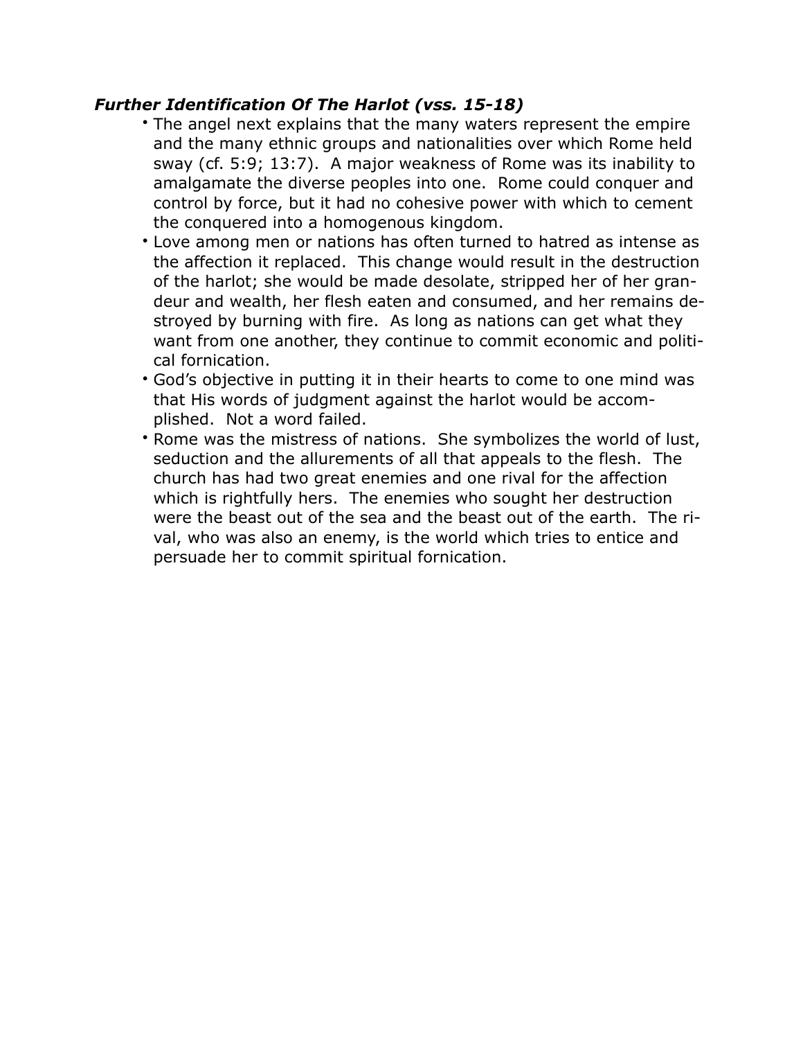***Further Identification Of The Harlot (vss. 15-18)***

- The angel next explains that the many waters represent the empire and the many ethnic groups and nationalities over which Rome held sway (cf. 5:9; 13:7). A major weakness of Rome was its inability to amalgamate the diverse peoples into one. Rome could conquer and control by force, but it had no cohesive power with which to cement the conquered into a homogenous kingdom.
- Love among men or nations has often turned to hatred as intense as the affection it replaced. This change would result in the destruction of the harlot; she would be made desolate, stripped her of her grandeur and wealth, her flesh eaten and consumed, and her remains destroyed by burning with fire. As long as nations can get what they want from one another, they continue to commit economic and political fornication.
- God's objective in putting it in their hearts to come to one mind was that His words of judgment against the harlot would be accomplished. Not a word failed.
- Rome was the mistress of nations. She symbolizes the world of lust, seduction and the allurements of all that appeals to the flesh. The church has had two great enemies and one rival for the affection which is rightfully hers. The enemies who sought her destruction were the beast out of the sea and the beast out of the earth. The rival, who was also an enemy, is the world which tries to entice and persuade her to commit spiritual fornication.